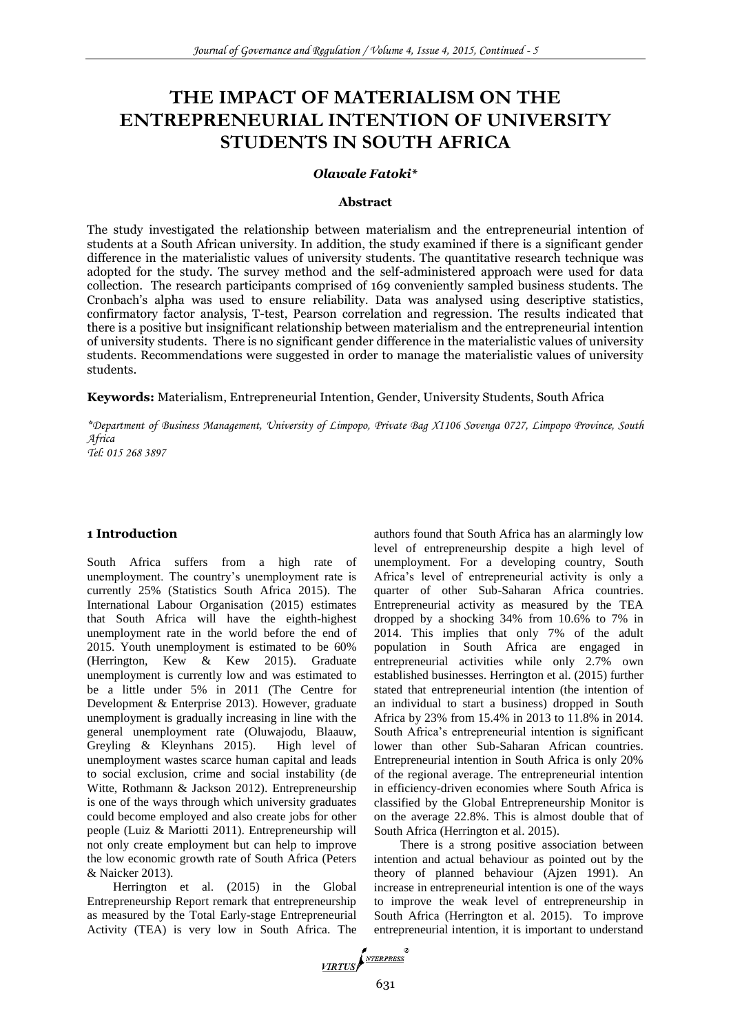# THE IMPACT OF MATERIALISM ON THE ENTREPRENEURIAL INTENTION OF UNIVERSITY STUDENTS IN SOUTH AFRICA

***Olawale Fatoki****

### Abstract

The study investigated the relationship between materialism and the entrepreneurial intention of students at a South African university. In addition, the study examined if there is a significant gender difference in the materialistic values of university students. The quantitative research technique was adopted for the study. The survey method and the self-administered approach were used for data collection. The research participants comprised of 169 conveniently sampled business students. The Cronbach's alpha was used to ensure reliability. Data was analysed using descriptive statistics, confirmatory factor analysis, T-test, Pearson correlation and regression. The results indicated that there is a positive but insignificant relationship between materialism and the entrepreneurial intention of university students. There is no significant gender difference in the materialistic values of university students. Recommendations were suggested in order to manage the materialistic values of university students.

**Keywords:** Materialism, Entrepreneurial Intention, Gender, University Students, South Africa

*\*Department of Business Management, University of Limpopo, Private Bag X1106 Sovenga 0727, Limpopo Province, South Africa*
*Tel: 015 268 3897*

## 1 Introduction

South Africa suffers from a high rate of unemployment. The country's unemployment rate is currently 25% (Statistics South Africa 2015). The International Labour Organisation (2015) estimates that South Africa will have the eighth-highest unemployment rate in the world before the end of 2015. Youth unemployment is estimated to be 60% (Herrington, Kew & Kew 2015). Graduate unemployment is currently low and was estimated to be a little under 5% in 2011 (The Centre for Development & Enterprise 2013). However, graduate unemployment is gradually increasing in line with the general unemployment rate (Oluwajodu, Blaauw, Greyling & Kleynhans 2015). High level of unemployment wastes scarce human capital and leads to social exclusion, crime and social instability (de Witte, Rothmann & Jackson 2012). Entrepreneurship is one of the ways through which university graduates could become employed and also create jobs for other people (Luiz & Mariotti 2011). Entrepreneurship will not only create employment but can help to improve the low economic growth rate of South Africa (Peters & Naicker 2013).

Herrington et al. (2015) in the Global Entrepreneurship Report remark that entrepreneurship as measured by the Total Early-stage Entrepreneurial Activity (TEA) is very low in South Africa. The authors found that South Africa has an alarmingly low level of entrepreneurship despite a high level of unemployment. For a developing country, South Africa's level of entrepreneurial activity is only a quarter of other Sub-Saharan Africa countries. Entrepreneurial activity as measured by the TEA dropped by a shocking 34% from 10.6% to 7% in 2014. This implies that only 7% of the adult population in South Africa are engaged in entrepreneurial activities while only 2.7% own established businesses. Herrington et al. (2015) further stated that entrepreneurial intention (the intention of an individual to start a business) dropped in South Africa by 23% from 15.4% in 2013 to 11.8% in 2014. South Africa's entrepreneurial intention is significant lower than other Sub-Saharan African countries. Entrepreneurial intention in South Africa is only 20% of the regional average. The entrepreneurial intention in efficiency-driven economies where South Africa is classified by the Global Entrepreneurship Monitor is on the average 22.8%. This is almost double that of South Africa (Herrington et al. 2015).

There is a strong positive association between intention and actual behaviour as pointed out by the theory of planned behaviour (Ajzen 1991). An increase in entrepreneurial intention is one of the ways to improve the weak level of entrepreneurship in South Africa (Herrington et al. 2015). To improve entrepreneurial intention, it is important to understand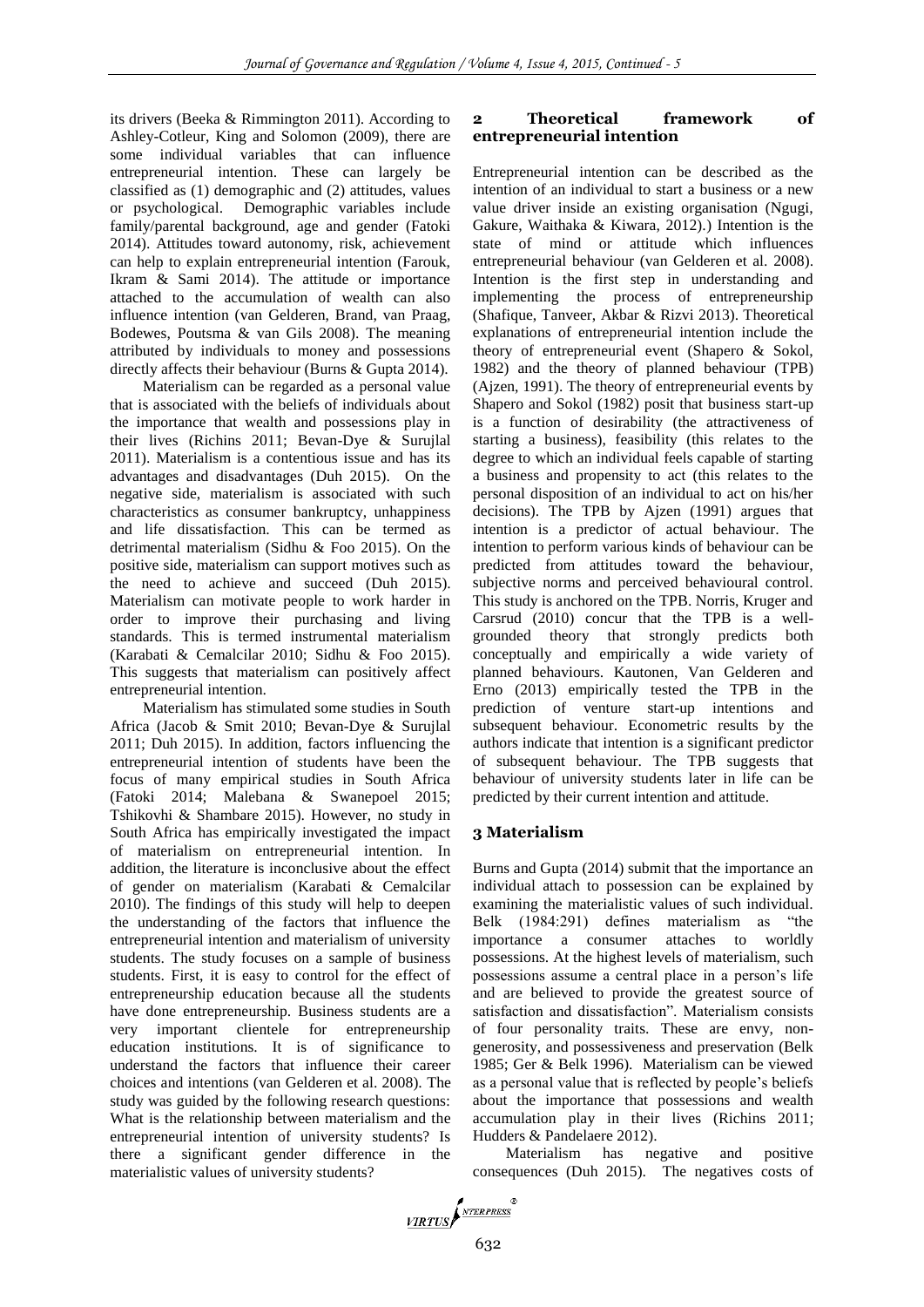its drivers (Beeka & Rimmington 2011). According to Ashley-Cotleur, King and Solomon (2009), there are some individual variables that can influence entrepreneurial intention. These can largely be classified as (1) demographic and (2) attitudes, values or psychological. Demographic variables include family/parental background, age and gender (Fatoki 2014). Attitudes toward autonomy, risk, achievement can help to explain entrepreneurial intention (Farouk, Ikram & Sami 2014). The attitude or importance attached to the accumulation of wealth can also influence intention (van Gelderen, Brand, van Praag, Bodewes, Poutsma & van Gils 2008). The meaning attributed by individuals to money and possessions directly affects their behaviour (Burns & Gupta 2014).

Materialism can be regarded as a personal value that is associated with the beliefs of individuals about the importance that wealth and possessions play in their lives (Richins 2011; Bevan-Dye & Surujlal 2011). Materialism is a contentious issue and has its advantages and disadvantages (Duh 2015). On the negative side, materialism is associated with such characteristics as consumer bankruptcy, unhappiness and life dissatisfaction. This can be termed as detrimental materialism (Sidhu & Foo 2015). On the positive side, materialism can support motives such as the need to achieve and succeed (Duh 2015). Materialism can motivate people to work harder in order to improve their purchasing and living standards. This is termed instrumental materialism (Karabati & Cemalcilar 2010; Sidhu & Foo 2015). This suggests that materialism can positively affect entrepreneurial intention.

Materialism has stimulated some studies in South Africa (Jacob & Smit 2010; Bevan-Dye & Surujlal 2011; Duh 2015). In addition, factors influencing the entrepreneurial intention of students have been the focus of many empirical studies in South Africa (Fatoki 2014; Malebana & Swanepoel 2015; Tshikovhi & Shambare 2015). However, no study in South Africa has empirically investigated the impact of materialism on entrepreneurial intention. In addition, the literature is inconclusive about the effect of gender on materialism (Karabati & Cemalcilar 2010). The findings of this study will help to deepen the understanding of the factors that influence the entrepreneurial intention and materialism of university students. The study focuses on a sample of business students. First, it is easy to control for the effect of entrepreneurship education because all the students have done entrepreneurship. Business students are a very important clientele for entrepreneurship education institutions. It is of significance to understand the factors that influence their career choices and intentions (van Gelderen et al. 2008). The study was guided by the following research questions: What is the relationship between materialism and the entrepreneurial intention of university students? Is there a significant gender difference in the materialistic values of university students?

## 2 Theoretical framework of entrepreneurial intention

Entrepreneurial intention can be described as the intention of an individual to start a business or a new value driver inside an existing organisation (Ngugi, Gakure, Waithaka & Kiwara, 2012).) Intention is the state of mind or attitude which influences entrepreneurial behaviour (van Gelderen et al. 2008). Intention is the first step in understanding and implementing the process of entrepreneurship (Shafique, Tanveer, Akbar & Rizvi 2013). Theoretical explanations of entrepreneurial intention include the theory of entrepreneurial event (Shapero & Sokol, 1982) and the theory of planned behaviour (TPB) (Ajzen, 1991). The theory of entrepreneurial events by Shapero and Sokol (1982) posit that business start-up is a function of desirability (the attractiveness of starting a business), feasibility (this relates to the degree to which an individual feels capable of starting a business and propensity to act (this relates to the personal disposition of an individual to act on his/her decisions). The TPB by Ajzen (1991) argues that intention is a predictor of actual behaviour. The intention to perform various kinds of behaviour can be predicted from attitudes toward the behaviour, subjective norms and perceived behavioural control. This study is anchored on the TPB. Norris, Kruger and Carsrud (2010) concur that the TPB is a well-grounded theory that strongly predicts both conceptually and empirically a wide variety of planned behaviours. Kautonen, Van Gelderen and Erno (2013) empirically tested the TPB in the prediction of venture start-up intentions and subsequent behaviour. Econometric results by the authors indicate that intention is a significant predictor of subsequent behaviour. The TPB suggests that behaviour of university students later in life can be predicted by their current intention and attitude.

## 3 Materialism

Burns and Gupta (2014) submit that the importance an individual attach to possession can be explained by examining the materialistic values of such individual. Belk (1984:291) defines materialism as "the importance a consumer attaches to worldly possessions. At the highest levels of materialism, such possessions assume a central place in a person's life and are believed to provide the greatest source of satisfaction and dissatisfaction". Materialism consists of four personality traits. These are envy, non-generosity, and possessiveness and preservation (Belk 1985; Ger & Belk 1996). Materialism can be viewed as a personal value that is reflected by people's beliefs about the importance that possessions and wealth accumulation play in their lives (Richins 2011; Hudders & Pandelaere 2012).

Materialism has negative and positive consequences (Duh 2015). The negatives costs of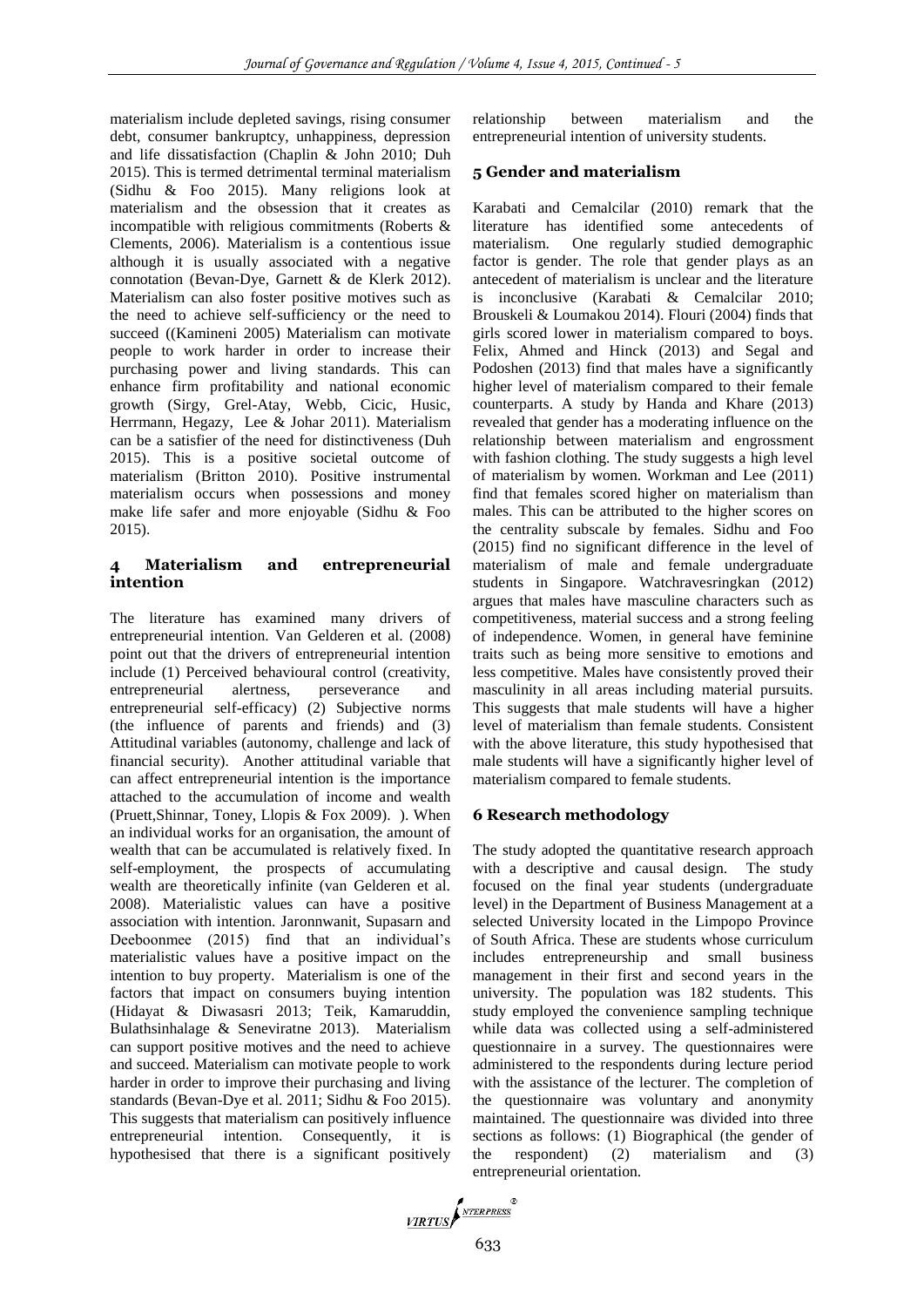materialism include depleted savings, rising consumer debt, consumer bankruptcy, unhappiness, depression and life dissatisfaction (Chaplin & John 2010; Duh 2015). This is termed detrimental terminal materialism (Sidhu & Foo 2015). Many religions look at materialism and the obsession that it creates as incompatible with religious commitments (Roberts & Clements, 2006). Materialism is a contentious issue although it is usually associated with a negative connotation (Bevan-Dye, Garnett & de Klerk 2012). Materialism can also foster positive motives such as the need to achieve self-sufficiency or the need to succeed ((Kamineni 2005) Materialism can motivate people to work harder in order to increase their purchasing power and living standards. This can enhance firm profitability and national economic growth (Sirgy, Grel-Atay, Webb, Cicic, Husic, Herrmann, Hegazy, Lee & Johar 2011). Materialism can be a satisfier of the need for distinctiveness (Duh 2015). This is a positive societal outcome of materialism (Britton 2010). Positive instrumental materialism occurs when possessions and money make life safer and more enjoyable (Sidhu & Foo 2015).

## 4 Materialism and entrepreneurial intention

The literature has examined many drivers of entrepreneurial intention. Van Gelderen et al. (2008) point out that the drivers of entrepreneurial intention include (1) Perceived behavioural control (creativity, entrepreneurial alertness, perseverance and entrepreneurial self-efficacy) (2) Subjective norms (the influence of parents and friends) and (3) Attitudinal variables (autonomy, challenge and lack of financial security). Another attitudinal variable that can affect entrepreneurial intention is the importance attached to the accumulation of income and wealth (Pruett,Shinnar, Toney, Llopis & Fox 2009). ). When an individual works for an organisation, the amount of wealth that can be accumulated is relatively fixed. In self-employment, the prospects of accumulating wealth are theoretically infinite (van Gelderen et al. 2008). Materialistic values can have a positive association with intention. Jaronnwanit, Supasarn and Deeboonmee (2015) find that an individual's materialistic values have a positive impact on the intention to buy property. Materialism is one of the factors that impact on consumers buying intention (Hidayat & Diwasasri 2013; Teik, Kamaruddin, Bulathsinhalage & Seneviratne 2013). Materialism can support positive motives and the need to achieve and succeed. Materialism can motivate people to work harder in order to improve their purchasing and living standards (Bevan-Dye et al. 2011; Sidhu & Foo 2015). This suggests that materialism can positively influence entrepreneurial intention. Consequently, it is hypothesised that there is a significant positively relationship between materialism and the entrepreneurial intention of university students.

## 5 Gender and materialism

Karabati and Cemalcilar (2010) remark that the literature has identified some antecedents of materialism. One regularly studied demographic factor is gender. The role that gender plays as an antecedent of materialism is unclear and the literature is inconclusive (Karabati & Cemalcilar 2010; Brouskeli & Loumakou 2014). Flouri (2004) finds that girls scored lower in materialism compared to boys. Felix, Ahmed and Hinck (2013) and Segal and Podoshen (2013) find that males have a significantly higher level of materialism compared to their female counterparts. A study by Handa and Khare (2013) revealed that gender has a moderating influence on the relationship between materialism and engrossment with fashion clothing. The study suggests a high level of materialism by women. Workman and Lee (2011) find that females scored higher on materialism than males. This can be attributed to the higher scores on the centrality subscale by females. Sidhu and Foo (2015) find no significant difference in the level of materialism of male and female undergraduate students in Singapore. Watchravesringkan (2012) argues that males have masculine characters such as competitiveness, material success and a strong feeling of independence. Women, in general have feminine traits such as being more sensitive to emotions and less competitive. Males have consistently proved their masculinity in all areas including material pursuits. This suggests that male students will have a higher level of materialism than female students. Consistent with the above literature, this study hypothesised that male students will have a significantly higher level of materialism compared to female students.

## 6 Research methodology

The study adopted the quantitative research approach with a descriptive and causal design. The study focused on the final year students (undergraduate level) in the Department of Business Management at a selected University located in the Limpopo Province of South Africa. These are students whose curriculum includes entrepreneurship and small business management in their first and second years in the university. The population was 182 students. This study employed the convenience sampling technique while data was collected using a self-administered questionnaire in a survey. The questionnaires were administered to the respondents during lecture period with the assistance of the lecturer. The completion of the questionnaire was voluntary and anonymity maintained. The questionnaire was divided into three sections as follows: (1) Biographical (the gender of the respondent) (2) materialism and (3) entrepreneurial orientation.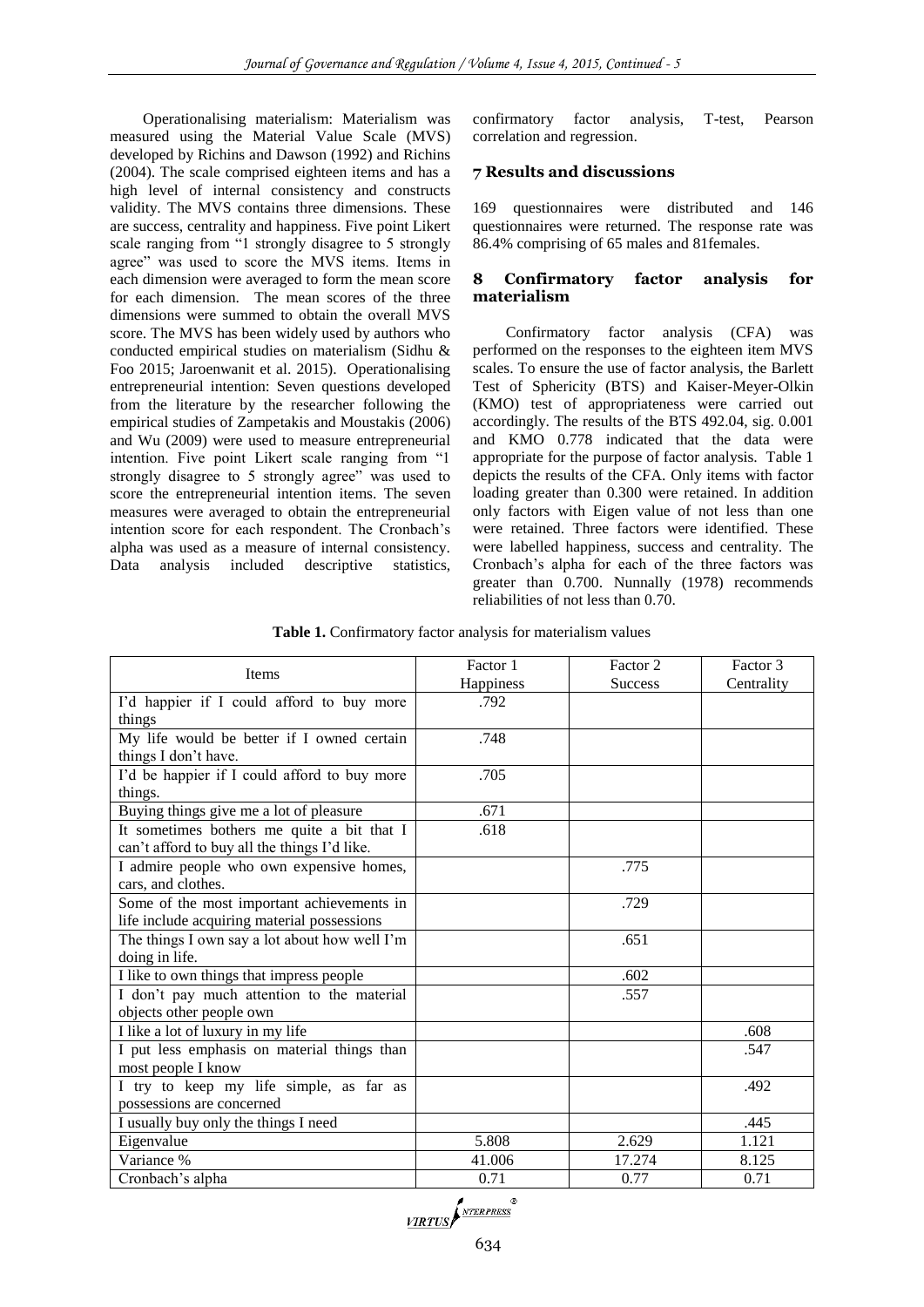Operationalising materialism: Materialism was measured using the Material Value Scale (MVS) developed by Richins and Dawson (1992) and Richins (2004). The scale comprised eighteen items and has a high level of internal consistency and constructs validity. The MVS contains three dimensions. These are success, centrality and happiness. Five point Likert scale ranging from "1 strongly disagree to 5 strongly agree" was used to score the MVS items. Items in each dimension were averaged to form the mean score for each dimension. The mean scores of the three dimensions were summed to obtain the overall MVS score. The MVS has been widely used by authors who conducted empirical studies on materialism (Sidhu & Foo 2015; Jaroenwanit et al. 2015). Operationalising entrepreneurial intention: Seven questions developed from the literature by the researcher following the empirical studies of Zampetakis and Moustakis (2006) and Wu (2009) were used to measure entrepreneurial intention. Five point Likert scale ranging from "1 strongly disagree to 5 strongly agree" was used to score the entrepreneurial intention items. The seven measures were averaged to obtain the entrepreneurial intention score for each respondent. The Cronbach's alpha was used as a measure of internal consistency. Data analysis included descriptive statistics, confirmatory factor analysis, T-test, Pearson correlation and regression.

## 7 Results and discussions

169 questionnaires were distributed and 146 questionnaires were returned. The response rate was 86.4% comprising of 65 males and 81females.

## 8 Confirmatory factor analysis for materialism

Confirmatory factor analysis (CFA) was performed on the responses to the eighteen item MVS scales. To ensure the use of factor analysis, the Barlett Test of Sphericity (BTS) and Kaiser-Meyer-Olkin (KMO) test of appropriateness were carried out accordingly. The results of the BTS 492.04, sig. 0.001 and KMO 0.778 indicated that the data were appropriate for the purpose of factor analysis. Table 1 depicts the results of the CFA. Only items with factor loading greater than 0.300 were retained. In addition only factors with Eigen value of not less than one were retained. Three factors were identified. These were labelled happiness, success and centrality. The Cronbach's alpha for each of the three factors was greater than 0.700. Nunnally (1978) recommends reliabilities of not less than 0.70.

**Table 1.** Confirmatory factor analysis for materialism values

| Items | Factor 1 Happiness | Factor 2 Success | Factor 3 Centrality |
|---|---|---|---|
| I'd happier if I could afford to buy more things | .792 | | |
| My life would be better if I owned certain things I don't have. | .748 | | |
| I'd be happier if I could afford to buy more things. | .705 | | |
| Buying things give me a lot of pleasure | .671 | | |
| It sometimes bothers me quite a bit that I can't afford to buy all the things I'd like. | .618 | | |
| I admire people who own expensive homes, cars, and clothes. | | .775 | |
| Some of the most important achievements in life include acquiring material possessions | | .729 | |
| The things I own say a lot about how well I'm doing in life. | | .651 | |
| I like to own things that impress people | | .602 | |
| I don't pay much attention to the material objects other people own | | .557 | |
| I like a lot of luxury in my life | | | .608 |
| I put less emphasis on material things than most people I know | | | .547 |
| I try to keep my life simple, as far as possessions are concerned | | | .492 |
| I usually buy only the things I need | | | .445 |
| Eigenvalue | 5.808 | 2.629 | 1.121 |
| Variance % | 41.006 | 17.274 | 8.125 |
| Cronbach's alpha | 0.71 | 0.77 | 0.71 |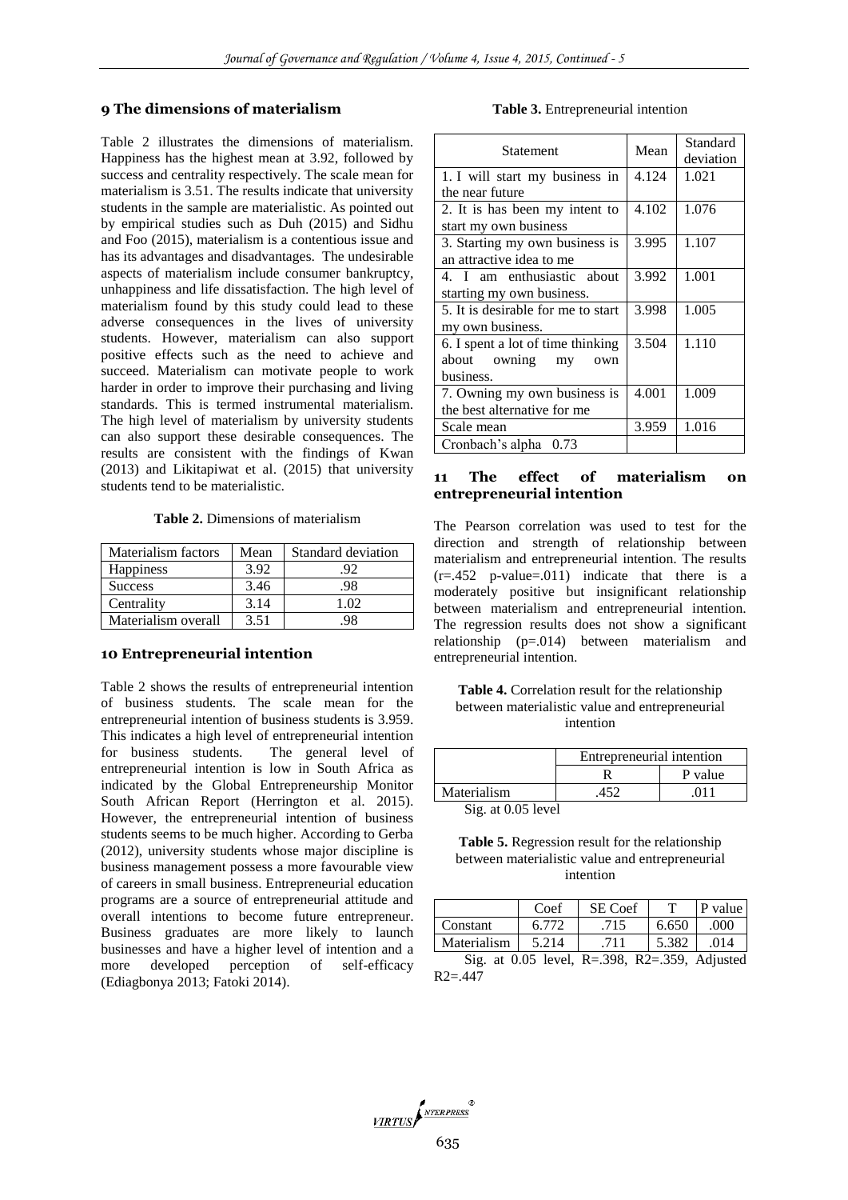## 9 The dimensions of materialism

Table 2 illustrates the dimensions of materialism. Happiness has the highest mean at 3.92, followed by success and centrality respectively. The scale mean for materialism is 3.51. The results indicate that university students in the sample are materialistic. As pointed out by empirical studies such as Duh (2015) and Sidhu and Foo (2015), materialism is a contentious issue and has its advantages and disadvantages. The undesirable aspects of materialism include consumer bankruptcy, unhappiness and life dissatisfaction. The high level of materialism found by this study could lead to these adverse consequences in the lives of university students. However, materialism can also support positive effects such as the need to achieve and succeed. Materialism can motivate people to work harder in order to improve their purchasing and living standards. This is termed instrumental materialism. The high level of materialism by university students can also support these desirable consequences. The results are consistent with the findings of Kwan (2013) and Likitapiwat et al. (2015) that university students tend to be materialistic.

**Table 2.** Dimensions of materialism

| Materialism factors | Mean | Standard deviation |
|---|---|---|
| Happiness | 3.92 | .92 |
| Success | 3.46 | .98 |
| Centrality | 3.14 | 1.02 |
| Materialism overall | 3.51 | .98 |

## 10 Entrepreneurial intention

Table 2 shows the results of entrepreneurial intention of business students. The scale mean for the entrepreneurial intention of business students is 3.959. This indicates a high level of entrepreneurial intention for business students. The general level of entrepreneurial intention is low in South Africa as indicated by the Global Entrepreneurship Monitor South African Report (Herrington et al. 2015). However, the entrepreneurial intention of business students seems to be much higher. According to Gerba (2012), university students whose major discipline is business management possess a more favourable view of careers in small business. Entrepreneurial education programs are a source of entrepreneurial attitude and overall intentions to become future entrepreneur. Business graduates are more likely to launch businesses and have a higher level of intention and a more developed perception of self-efficacy (Ediagbonya 2013; Fatoki 2014).

**Table 3.** Entrepreneurial intention

| Statement | Mean | Standard deviation |
|---|---|---|
| 1. I will start my business in the near future | 4.124 | 1.021 |
| 2. It is has been my intent to start my own business | 4.102 | 1.076 |
| 3. Starting my own business is an attractive idea to me | 3.995 | 1.107 |
| 4. I am enthusiastic about starting my own business. | 3.992 | 1.001 |
| 5. It is desirable for me to start my own business. | 3.998 | 1.005 |
| 6. I spent a lot of time thinking about owning my own business. | 3.504 | 1.110 |
| 7. Owning my own business is the best alternative for me | 4.001 | 1.009 |
| Scale mean | 3.959 | 1.016 |
| Cronbach's alpha 0.73 | | |

## 11 The effect of materialism on entrepreneurial intention

The Pearson correlation was used to test for the direction and strength of relationship between materialism and entrepreneurial intention. The results (r=.452 p-value=.011) indicate that there is a moderately positive but insignificant relationship between materialism and entrepreneurial intention. The regression results does not show a significant relationship (p=.014) between materialism and entrepreneurial intention.

**Table 4.** Correlation result for the relationship between materialistic value and entrepreneurial intention

| | Entrepreneurial intention | |
|---|---|---|
| | R | P value |
| Materialism | .452 | .011 |

Sig. at 0.05 level

**Table 5.** Regression result for the relationship between materialistic value and entrepreneurial intention

| | Coef | SE Coef | T | P value |
|---|---|---|---|---|
| Constant | 6.772 | .715 | 6.650 | .000 |
| Materialism | 5.214 | .711 | 5.382 | .014 |

Sig. at 0.05 level, R=.398, R2=.359, Adjusted R2=.447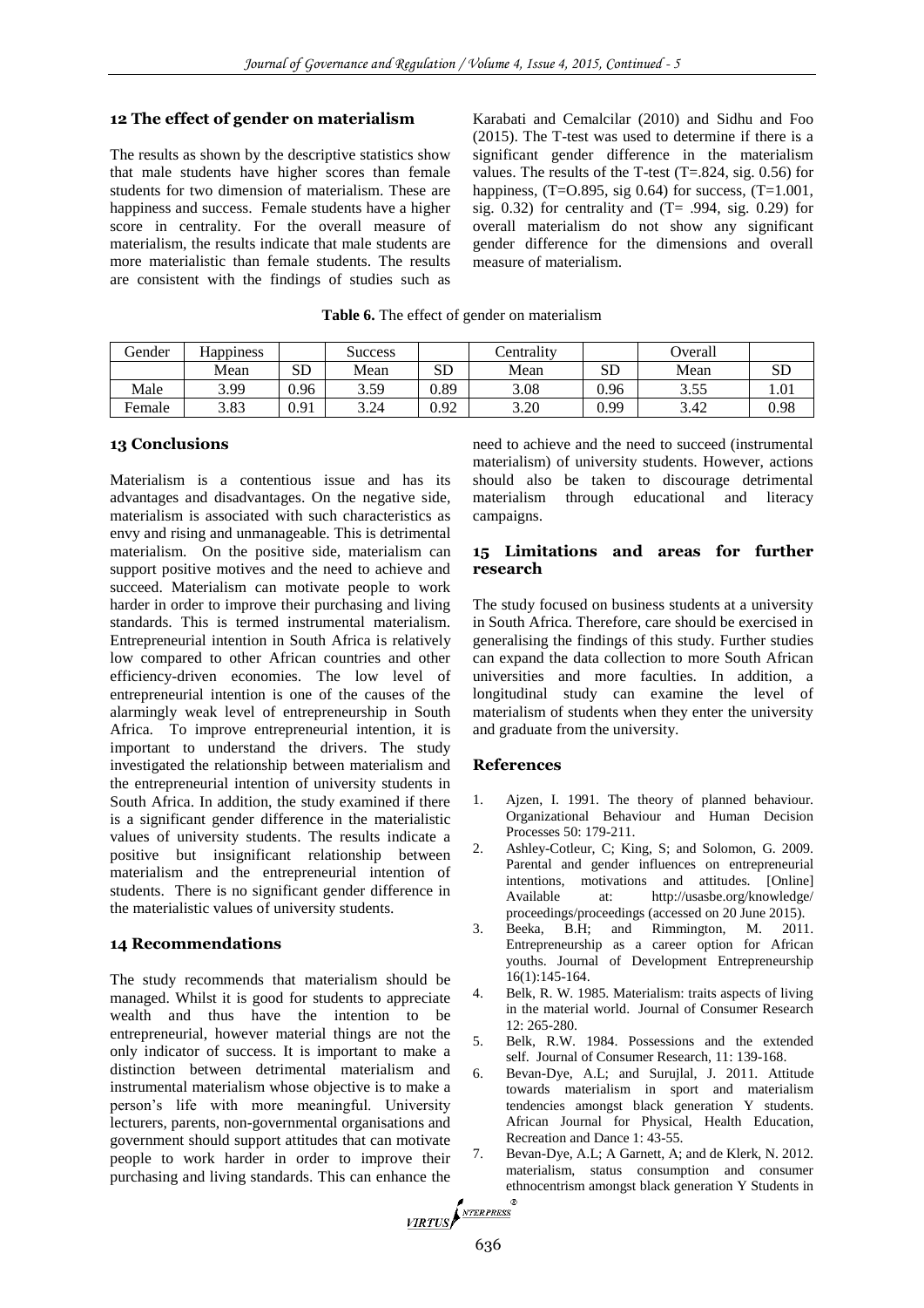## 12 The effect of gender on materialism

The results as shown by the descriptive statistics show that male students have higher scores than female students for two dimension of materialism. These are happiness and success. Female students have a higher score in centrality. For the overall measure of materialism, the results indicate that male students are more materialistic than female students. The results are consistent with the findings of studies such as Karabati and Cemalcilar (2010) and Sidhu and Foo (2015). The T-test was used to determine if there is a significant gender difference in the materialism values. The results of the T-test (T=.824, sig. 0.56) for happiness, (T=O.895, sig 0.64) for success, (T=1.001, sig. 0.32) for centrality and (T= .994, sig. 0.29) for overall measure of materialism do not show any significant gender difference for the dimensions and overall measure of materialism.

**Table 6.** The effect of gender on materialism

| Gender | Happiness | | Success | | Centrality | | Overall | |
|---|---|---|---|---|---|---|---|---|
| | Mean | SD | Mean | SD | Mean | SD | Mean | SD |
| Male | 3.99 | 0.96 | 3.59 | 0.89 | 3.08 | 0.96 | 3.55 | 1.01 |
| Female | 3.83 | 0.91 | 3.24 | 0.92 | 3.20 | 0.99 | 3.42 | 0.98 |

## 13 Conclusions

Materialism is a contentious issue and has its advantages and disadvantages. On the negative side, materialism is associated with such characteristics as envy and rising and unmanageable. This is detrimental materialism. On the positive side, materialism can support positive motives and the need to achieve and succeed. Materialism can motivate people to work harder in order to improve their purchasing and living standards. This is termed instrumental materialism. Entrepreneurial intention in South Africa is relatively low compared to other African countries and other efficiency-driven economies. The low level of entrepreneurial intention is one of the causes of the alarmingly weak level of entrepreneurship in South Africa. To improve entrepreneurial intention, it is important to understand the drivers. The study investigated the relationship between materialism and the entrepreneurial intention of university students in South Africa. In addition, the study examined if there is a significant gender difference in the materialistic values of university students. The results indicate a positive but insignificant relationship between materialism and the entrepreneurial intention of students. There is no significant gender difference in the materialistic values of university students.

## 14 Recommendations

The study recommends that materialism should be managed. Whilst it is good for students to appreciate wealth and thus have the intention to be entrepreneurial, however material things are not the only indicator of success. It is important to make a distinction between detrimental materialism and instrumental materialism whose objective is to make a person's life with more meaningful. University lecturers, parents, non-governmental organisations and government should support attitudes that can motivate people to work harder in order to improve their purchasing and living standards. This can enhance the need to achieve and the need to succeed (instrumental materialism) of university students. However, actions should also be taken to discourage detrimental materialism through educational and literacy campaigns.

## 15 Limitations and areas for further research

The study focused on business students at a university in South Africa. Therefore, care should be exercised in generalising the findings of this study. Further studies can expand the data collection to more South African universities and more faculties. In addition, a longitudinal study can examine the level of materialism of students when they enter the university and graduate from the university.

## References

1. Ajzen, I. 1991. The theory of planned behaviour. Organizational Behaviour and Human Decision Processes 50: 179-211.
2. Ashley-Cotleur, C; King, S; and Solomon, G. 2009. Parental and gender influences on entrepreneurial intentions, motivations and attitudes. [Online] Available at: http://usasbe.org/knowledge/proceedings/proceedings (accessed on 20 June 2015).
3. Beeka, B.H; and Rimmington, M. 2011. Entrepreneurship as a career option for African youths. Journal of Development Entrepreneurship 16(1):145-164.
4. Belk, R. W. 1985. Materialism: traits aspects of living in the material world. Journal of Consumer Research 12: 265-280.
5. Belk, R.W. 1984. Possessions and the extended self. Journal of Consumer Research, 11: 139-168.
6. Bevan-Dye, A.L; and Surujlal, J. 2011. Attitude towards materialism in sport and materialism tendencies amongst black generation Y students. African Journal for Physical, Health Education, Recreation and Dance 1: 43-55.
7. Bevan-Dye, A.L; A Garnett, A; and de Klerk, N. 2012. materialism, status consumption and consumer ethnocentrism amongst black generation Y Students in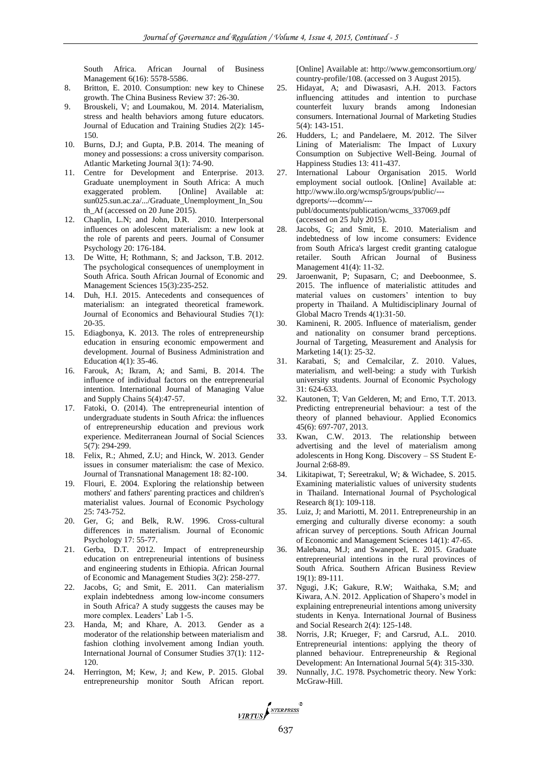South Africa. African Journal of Business Management 6(16): 5578-5586.

8. Britton, E. 2010. Consumption: new key to Chinese growth. The China Business Review 37: 26-30.
9. Brouskeli, V; and Loumakou, M. 2014. Materialism, stress and health behaviors among future educators. Journal of Education and Training Studies 2(2): 145-150.
10. Burns, D.J; and Gupta, P.B. 2014. The meaning of money and possessions: a cross university comparison. Atlantic Marketing Journal 3(1): 74-90.
11. Centre for Development and Enterprise. 2013. Graduate unemployment in South Africa: A much exaggerated problem. [Online] Available at: sun025.sun.ac.za/.../Graduate_Unemployment_In_South_Af (accessed on 20 June 2015).
12. Chaplin, L.N; and John, D.R. 2010. Interpersonal influences on adolescent materialism: a new look at the role of parents and peers. Journal of Consumer Psychology 20: 176-184.
13. De Witte, H; Rothmann, S; and Jackson, T.B. 2012. The psychological consequences of unemployment in South Africa. South African Journal of Economic and Management Sciences 15(3):235-252.
14. Duh, H.I. 2015. Antecedents and consequences of materialism: an integrated theoretical framework. Journal of Economics and Behavioural Studies 7(1): 20-35.
15. Ediagbonya, K. 2013. The roles of entrepreneurship education in ensuring economic empowerment and development. Journal of Business Administration and Education 4(1): 35-46.
16. Farouk, A; Ikram, A; and Sami, B. 2014. The influence of individual factors on the entrepreneurial intention. International Journal of Managing Value and Supply Chains 5(4):47-57.
17. Fatoki, O. (2014). The entrepreneurial intention of undergraduate students in South Africa: the influences of entrepreneurship education and previous work experience. Mediterranean Journal of Social Sciences 5(7): 294-299.
18. Felix, R.; Ahmed, Z.U; and Hinck, W. 2013. Gender issues in consumer materialism: the case of Mexico. Journal of Transnational Management 18: 82-100.
19. Flouri, E. 2004. Exploring the relationship between mothers' and fathers' parenting practices and children's materialist values. Journal of Economic Psychology 25: 743-752.
20. Ger, G; and Belk, R.W. 1996. Cross-cultural differences in materialism. Journal of Economic Psychology 17: 55-77.
21. Gerba, D.T. 2012. Impact of entrepreneurship education on entrepreneurial intentions of business and engineering students in Ethiopia. African Journal of Economic and Management Studies 3(2): 258-277.
22. Jacobs, G; and Smit, E. 2011. Can materialism explain indebtedness among low-income consumers in South Africa? A study suggests the causes may be more complex. Leaders' Lab 1-5.
23. Handa, M; and Khare, A. 2013. Gender as a moderator of the relationship between materialism and fashion clothing involvement among Indian youth. International Journal of Consumer Studies 37(1): 112-120.
24. Herrington, M; Kew, J; and Kew, P. 2015. Global entrepreneurship monitor South African report. [Online] Available at: http://www.gemconsortium.org/country-profile/108. (accessed on 3 August 2015).
25. Hidayat, A; and Diwasasri, A.H. 2013. Factors influencing attitudes and intention to purchase counterfeit luxury brands among Indonesian consumers. International Journal of Marketing Studies 5(4): 143-151.
26. Hudders, L; and Pandelaere, M. 2012. The Silver Lining of Materialism: The Impact of Luxury Consumption on Subjective Well-Being. Journal of Happiness Studies 13: 411-437.
27. International Labour Organisation 2015. World employment social outlook. [Online] Available at: http://www.ilo.org/wcmsp5/groups/public/---dgreports/---dcomm/---publ/documents/publication/wcms_337069.pdf (accessed on 25 July 2015).
28. Jacobs, G; and Smit, E. 2010. Materialism and indebtedness of low income consumers: Evidence from South Africa's largest credit granting catalogue retailer. South African Journal of Business Management 41(4): 11-32.
29. Jaroenwanit, P; Supasarn, C; and Deeboonmee, S. 2015. The influence of materialistic attitudes and material values on customers' intention to buy property in Thailand. A Multidisciplinary Journal of Global Macro Trends 4(1):31-50.
30. Kamineni, R. 2005. Influence of materialism, gender and nationality on consumer brand perceptions. Journal of Targeting, Measurement and Analysis for Marketing 14(1): 25-32.
31. Karabati, S; and Cemalcilar, Z. 2010. Values, materialism, and well-being: a study with Turkish university students. Journal of Economic Psychology 31: 624-633.
32. Kautonen, T; Van Gelderen, M; and Erno, T.T. 2013. Predicting entrepreneurial behaviour: a test of the theory of planned behaviour. Applied Economics 45(6): 697-707, 2013.
33. Kwan, C.W. 2013. The relationship between advertising and the level of materialism among adolescents in Hong Kong. Discovery – SS Student E-Journal 2:68-89.
34. Likitapiwat, T; Sereetrakul, W; & Wichadee, S. 2015. Examining materialistic values of university students in Thailand. International Journal of Psychological Research 8(1): 109-118.
35. Luiz, J; and Mariotti, M. 2011. Entrepreneurship in an emerging and culturally diverse economy: a south african survey of perceptions. South African Journal of Economic and Management Sciences 14(1): 47-65.
36. Malebana, M.J; and Swanepoel, E. 2015. Graduate entrepreneurial intentions in the rural provinces of South Africa. Southern African Business Review 19(1): 89-111.
37. Ngugi, J.K; Gakure, R.W; Waithaka, S.M; and Kiwara, A.N. 2012. Application of Shapero's model in explaining entrepreneurial intentions among university students in Kenya. International Journal of Business and Social Research 2(4): 125-148.
38. Norris, J.R; Krueger, F; and Carsrud, A.L. 2010. Entrepreneurial intentions: applying the theory of planned behaviour. Entrepreneurship & Regional Development: An International Journal 5(4): 315-330.
39. Nunnally, J.C. 1978. Psychometric theory. New York: McGraw-Hill.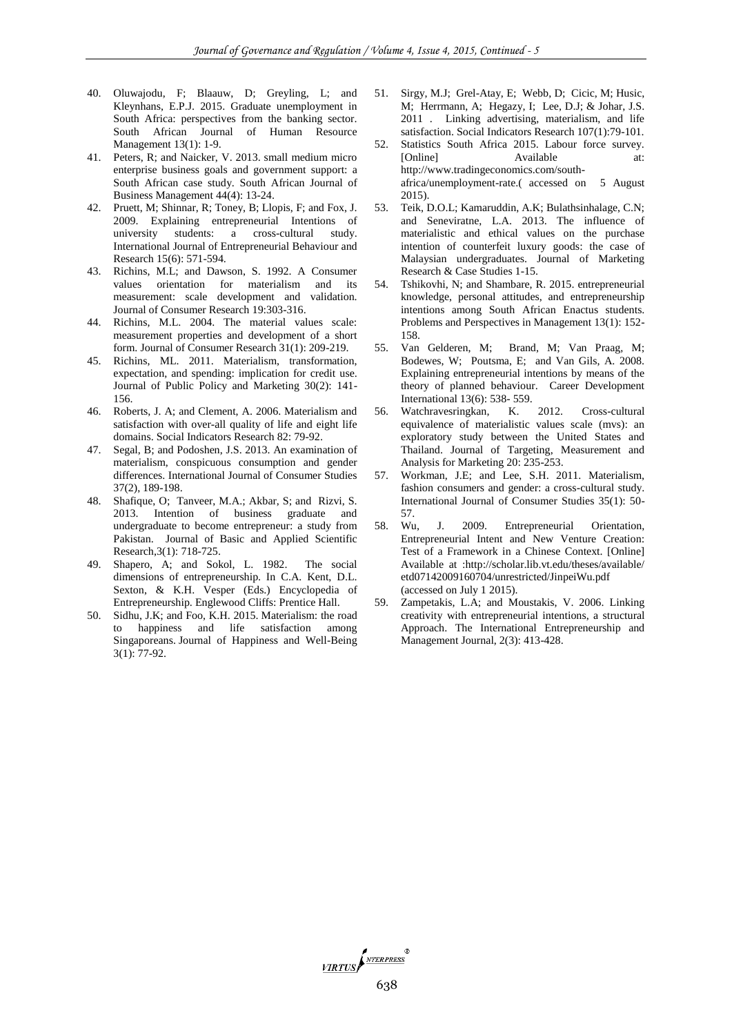40. Oluwajodu, F; Blaauw, D; Greyling, L; and Kleynhans, E.P.J. 2015. Graduate unemployment in South Africa: perspectives from the banking sector. South African Journal of Human Resource Management 13(1): 1-9.
41. Peters, R; and Naicker, V. 2013. small medium micro enterprise business goals and government support: a South African case study. South African Journal of Business Management 44(4): 13-24.
42. Pruett, M; Shinnar, R; Toney, B; Llopis, F; and Fox, J. 2009. Explaining entrepreneurial Intentions of university students: a cross-cultural study. International Journal of Entrepreneurial Behaviour and Research 15(6): 571-594.
43. Richins, M.L; and Dawson, S. 1992. A Consumer values orientation for materialism and its measurement: scale development and validation. Journal of Consumer Research 19:303-316.
44. Richins, M.L. 2004. The material values scale: measurement properties and development of a short form. Journal of Consumer Research 31(1): 209-219.
45. Richins, ML. 2011. Materialism, transformation, expectation, and spending: implication for credit use. Journal of Public Policy and Marketing 30(2): 141-156.
46. Roberts, J. A; and Clement, A. 2006. Materialism and satisfaction with over-all quality of life and eight life domains. Social Indicators Research 82: 79-92.
47. Segal, B; and Podoshen, J.S. 2013. An examination of materialism, conspicuous consumption and gender differences. International Journal of Consumer Studies 37(2), 189-198.
48. Shafique, O; Tanveer, M.A.; Akbar, S; and Rizvi, S. 2013. Intention of business graduate and undergraduate to become entrepreneur: a study from Pakistan. Journal of Basic and Applied Scientific Research,3(1): 718-725.
49. Shapero, A; and Sokol, L. 1982. The social dimensions of entrepreneurship. In C.A. Kent, D.L. Sexton, & K.H. Vesper (Eds.) Encyclopedia of Entrepreneurship. Englewood Cliffs: Prentice Hall.
50. Sidhu, J.K; and Foo, K.H. 2015. Materialism: the road to happiness and life satisfaction among Singaporeans. Journal of Happiness and Well-Being 3(1): 77-92.
51. Sirgy, M.J; Grel-Atay, E; Webb, D; Cicic, M; Husic, M; Herrmann, A; Hegazy, I; Lee, D.J; & Johar, J.S. 2011 . Linking advertising, materialism, and life satisfaction. Social Indicators Research 107(1):79-101.
52. Statistics South Africa 2015. Labour force survey. [Online] Available at: http://www.tradingeconomics.com/south-africa/unemployment-rate.( accessed on 5 August 2015).
53. Teik, D.O.L; Kamaruddin, A.K; Bulathsinhalage, C.N; and Seneviratne, L.A. 2013. The influence of materialistic and ethical values on the purchase intention of counterfeit luxury goods: the case of Malaysian undergraduates. Journal of Marketing Research & Case Studies 1-15.
54. Tshikovhi, N; and Shambare, R. 2015. entrepreneurial knowledge, personal attitudes, and entrepreneurship intentions among South African Enactus students. Problems and Perspectives in Management 13(1): 152-158.
55. Van Gelderen, M; Brand, M; Van Praag, M; Bodewes, W; Poutsma, E; and Van Gils, A. 2008. Explaining entrepreneurial intentions by means of the theory of planned behaviour. Career Development International 13(6): 538- 559.
56. Watchravesringkan, K. 2012. Cross-cultural equivalence of materialistic values scale (mvs): an exploratory study between the United States and Thailand. Journal of Targeting, Measurement and Analysis for Marketing 20: 235-253.
57. Workman, J.E; and Lee, S.H. 2011. Materialism, fashion consumers and gender: a cross-cultural study. International Journal of Consumer Studies 35(1): 50-57.
58. Wu, J. 2009. Entrepreneurial Orientation, Entrepreneurial Intent and New Venture Creation: Test of a Framework in a Chinese Context. [Online] Available at :http://scholar.lib.vt.edu/theses/available/etd07142009160704/unrestricted/JinpeiWu.pdf (accessed on July 1 2015).
59. Zampetakis, L.A; and Moustakis, V. 2006. Linking creativity with entrepreneurial intentions, a structural Approach. The International Entrepreneurship and Management Journal, 2(3): 413-428.